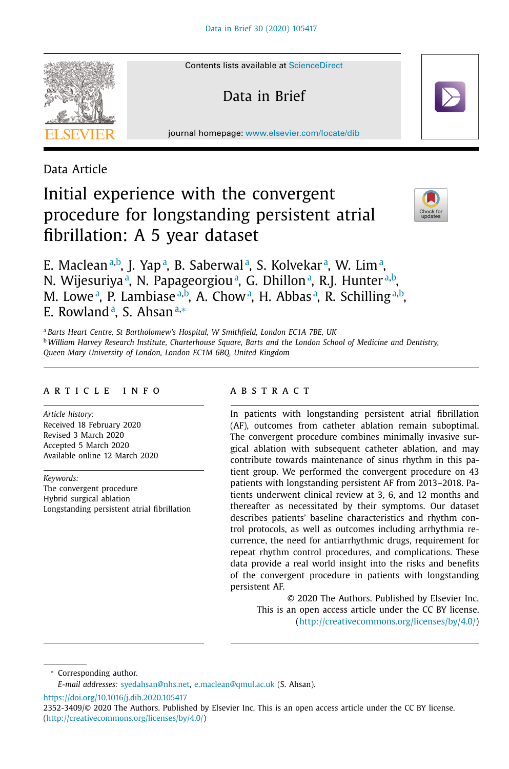Data Article

# Initial experience with the convergent procedure for longstanding persistent atrial fibrillation: A 5 year dataset

E. Maclean[a,b], J. Yap[a], B. Saberwal[a], S. Kolvekar[a], W. Lim[a], N. Wijesuriya[a], N. Papageorgiou[a], G. Dhillon[a], R.J. Hunter[a,b], M. Lowe[a], P. Lambiase[a,b], A. Chow[a], H. Abbas[a], R. Schilling[a,b], E. Rowland[a], S. Ahsan[a,*]

[a] Barts Heart Centre, St Bartholomew's Hospital, W Smithfield, London EC1A 7BE, UK

[b] William Harvey Research Institute, Charterhouse Square, Barts and the London School of Medicine and Dentistry, Queen Mary University of London, London EC1M 6BQ, United Kingdom

## ARTICLE INFO

*Article history:*
Received 18 February 2020
Revised 3 March 2020
Accepted 5 March 2020
Available online 12 March 2020

*Keywords:*
The convergent procedure
Hybrid surgical ablation
Longstanding persistent atrial fibrillation

## ABSTRACT

In patients with longstanding persistent atrial fibrillation (AF), outcomes from catheter ablation remain suboptimal. The convergent procedure combines minimally invasive surgical ablation with subsequent catheter ablation, and may contribute towards maintenance of sinus rhythm in this patient group. We performed the convergent procedure on 43 patients with longstanding persistent AF from 2013–2018. Patients underwent clinical review at 3, 6, and 12 months and thereafter as necessitated by their symptoms. Our dataset describes patients' baseline characteristics and rhythm control protocols, as well as outcomes including arrhythmia recurrence, the need for antiarrhythmic drugs, requirement for repeat rhythm control procedures, and complications. These data provide a real world insight into the risks and benefits of the convergent procedure in patients with longstanding persistent AF.

© 2020 The Authors. Published by Elsevier Inc.
This is an open access article under the CC BY license.
(http://creativecommons.org/licenses/by/4.0/)

* Corresponding author.
*E-mail addresses:* syedahsan@nhs.net, e.maclean@qmul.ac.uk (S. Ahsan).

https://doi.org/10.1016/j.dib.2020.105417
2352-3409/© 2020 The Authors. Published by Elsevier Inc. This is an open access article under the CC BY license. (http://creativecommons.org/licenses/by/4.0/)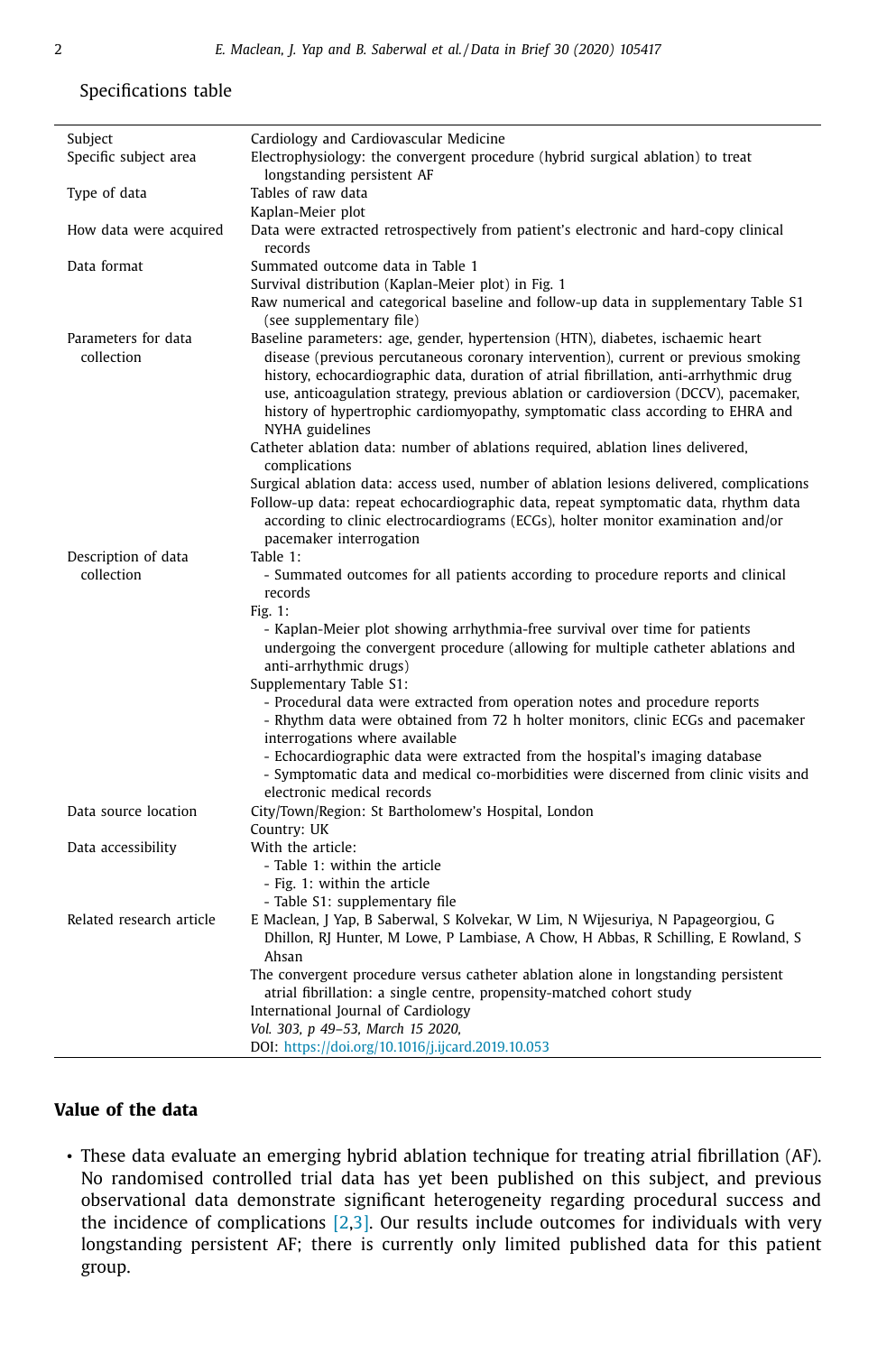Specifications table

| | |
|---|---|
| Subject | Cardiology and Cardiovascular Medicine |
| Specific subject area | Electrophysiology: the convergent procedure (hybrid surgical ablation) to treat longstanding persistent AF |
| Type of data | Tables of raw data<br>Kaplan-Meier plot |
| How data were acquired | Data were extracted retrospectively from patient's electronic and hard-copy clinical records |
| Data format | Summated outcome data in Table 1<br>Survival distribution (Kaplan-Meier plot) in Fig. 1<br>Raw numerical and categorical baseline and follow-up data in supplementary Table S1 (see supplementary file) |
| Parameters for data collection | Baseline parameters: age, gender, hypertension (HTN), diabetes, ischaemic heart disease (previous percutaneous coronary intervention), current or previous smoking history, echocardiographic data, duration of atrial fibrillation, anti-arrhythmic drug use, anticoagulation strategy, previous ablation or cardioversion (DCCV), pacemaker, history of hypertrophic cardiomyopathy, symptomatic class according to EHRA and NYHA guidelines<br>Catheter ablation data: number of ablations required, ablation lines delivered, complications<br>Surgical ablation data: access used, number of ablation lesions delivered, complications<br>Follow-up data: repeat echocardiographic data, repeat symptomatic data, rhythm data according to clinic electrocardiograms (ECGs), holter monitor examination and/or pacemaker interrogation |
| Description of data collection | Table 1:<br>- Summated outcomes for all patients according to procedure reports and clinical records<br>Fig. 1:<br>- Kaplan-Meier plot showing arrhythmia-free survival over time for patients undergoing the convergent procedure (allowing for multiple catheter ablations and anti-arrhythmic drugs)<br>Supplementary Table S1:<br>- Procedural data were extracted from operation notes and procedure reports<br>- Rhythm data were obtained from 72 h holter monitors, clinic ECGs and pacemaker interrogations where available<br>- Echocardiographic data were extracted from the hospital's imaging database<br>- Symptomatic data and medical co-morbidities were discerned from clinic visits and electronic medical records |
| Data source location | City/Town/Region: St Bartholomew's Hospital, London<br>Country: UK |
| Data accessibility | With the article:<br>- Table 1: within the article<br>- Fig. 1: within the article<br>- Table S1: supplementary file |
| Related research article | E Maclean, J Yap, B Saberwal, S Kolvekar, W Lim, N Wijesuriya, N Papageorgiou, G Dhillon, RJ Hunter, M Lowe, P Lambiase, A Chow, H Abbas, R Schilling, E Rowland, S Ahsan<br>The convergent procedure versus catheter ablation alone in longstanding persistent atrial fibrillation: a single centre, propensity-matched cohort study<br>International Journal of Cardiology<br>*Vol. 303, p 49–53, March 15 2020,*<br>DOI: https://doi.org/10.1016/j.ijcard.2019.10.053 |

## Value of the data

- These data evaluate an emerging hybrid ablation technique for treating atrial fibrillation (AF). No randomised controlled trial data has yet been published on this subject, and previous observational data demonstrate significant heterogeneity regarding procedural success and the incidence of complications [2,3]. Our results include outcomes for individuals with very longstanding persistent AF; there is currently only limited published data for this patient group.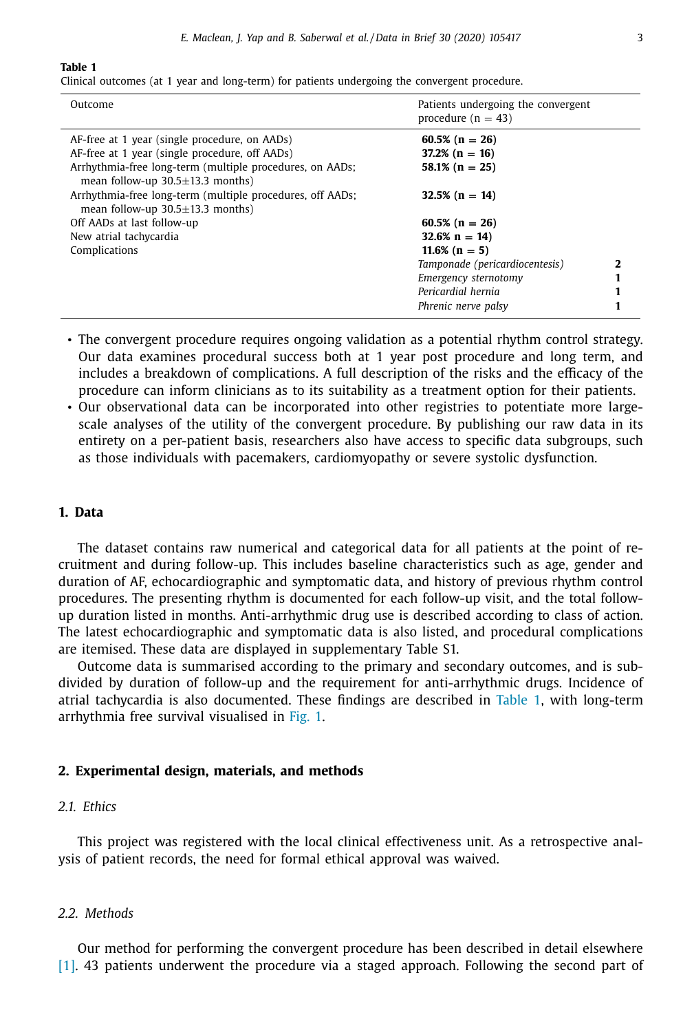**Table 1**
Clinical outcomes (at 1 year and long-term) for patients undergoing the convergent procedure.

| Outcome | Patients undergoing the convergent procedure (n = 43) | |
|---|---|---|
| AF-free at 1 year (single procedure, on AADs) | **60.5% (n = 26)** | |
| AF-free at 1 year (single procedure, off AADs) | **37.2% (n = 16)** | |
| Arrhythmia-free long-term (multiple procedures, on AADs; mean follow-up 30.5±13.3 months) | **58.1% (n = 25)** | |
| Arrhythmia-free long-term (multiple procedures, off AADs; mean follow-up 30.5±13.3 months) | **32.5% (n = 14)** | |
| Off AADs at last follow-up | **60.5% (n = 26)** | |
| New atrial tachycardia | **32.6% n = 14)** | |
| Complications | **11.6% (n = 5)** | |
| | *Tamponade (pericardiocentesis)* | **2** |
| | *Emergency sternotomy* | **1** |
| | *Pericardial hernia* | **1** |
| | *Phrenic nerve palsy* | **1** |

- The convergent procedure requires ongoing validation as a potential rhythm control strategy. Our data examines procedural success both at 1 year post procedure and long term, and includes a breakdown of complications. A full description of the risks and the efficacy of the procedure can inform clinicians as to its suitability as a treatment option for their patients.
- Our observational data can be incorporated into other registries to potentiate more large-scale analyses of the utility of the convergent procedure. By publishing our raw data in its entirety on a per-patient basis, researchers also have access to specific data subgroups, such as those individuals with pacemakers, cardiomyopathy or severe systolic dysfunction.

## 1. Data

The dataset contains raw numerical and categorical data for all patients at the point of recruitment and during follow-up. This includes baseline characteristics such as age, gender and duration of AF, echocardiographic and symptomatic data, and history of previous rhythm control procedures. The presenting rhythm is documented for each follow-up visit, and the total follow-up duration listed in months. Anti-arrhythmic drug use is described according to class of action. The latest echocardiographic and symptomatic data is also listed, and procedural complications are itemised. These data are displayed in supplementary Table S1.

Outcome data is summarised according to the primary and secondary outcomes, and is subdivided by duration of follow-up and the requirement for anti-arrhythmic drugs. Incidence of atrial tachycardia is also documented. These findings are described in Table 1, with long-term arrhythmia free survival visualised in Fig. 1.

## 2. Experimental design, materials, and methods

### 2.1. Ethics

This project was registered with the local clinical effectiveness unit. As a retrospective analysis of patient records, the need for formal ethical approval was waived.

### 2.2. Methods

Our method for performing the convergent procedure has been described in detail elsewhere [1]. 43 patients underwent the procedure via a staged approach. Following the second part of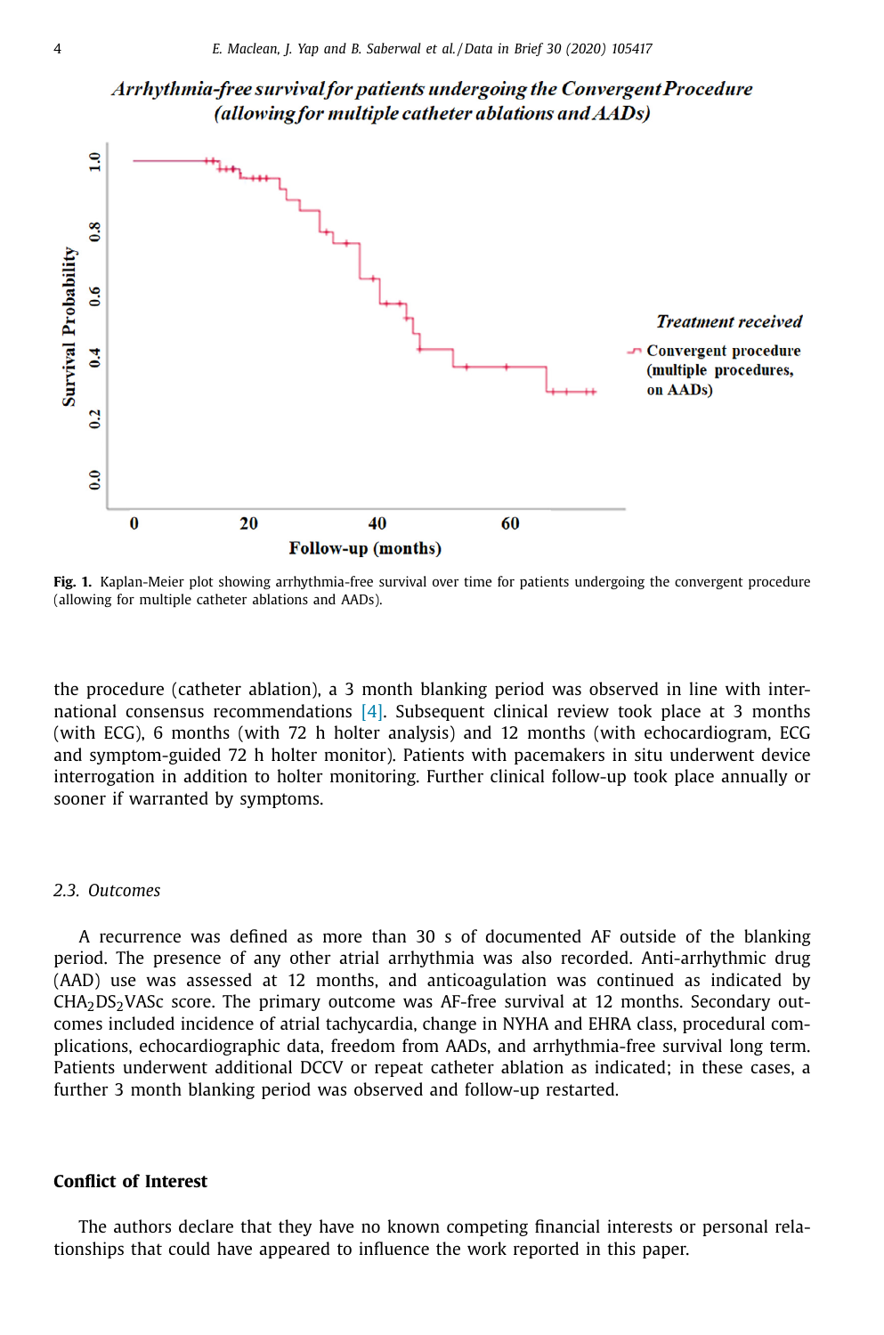Fig. 1. Kaplan-Meier plot showing arrhythmia-free survival over time for patients undergoing the convergent procedure (allowing for multiple catheter ablations and AADs).

the procedure (catheter ablation), a 3 month blanking period was observed in line with international consensus recommendations [4]. Subsequent clinical review took place at 3 months (with ECG), 6 months (with 72 h holter analysis) and 12 months (with echocardiogram, ECG and symptom-guided 72 h holter monitor). Patients with pacemakers in situ underwent device interrogation in addition to holter monitoring. Further clinical follow-up took place annually or sooner if warranted by symptoms.

### *2.3. Outcomes*

A recurrence was defined as more than 30 s of documented AF outside of the blanking period. The presence of any other atrial arrhythmia was also recorded. Anti-arrhythmic drug (AAD) use was assessed at 12 months, and anticoagulation was continued as indicated by $CHA_2DS_2VASc$ score. The primary outcome was AF-free survival at 12 months. Secondary outcomes included incidence of atrial tachycardia, change in NYHA and EHRA class, procedural complications, echocardiographic data, freedom from AADs, and arrhythmia-free survival long term. Patients underwent additional DCCV or repeat catheter ablation as indicated; in these cases, a further 3 month blanking period was observed and follow-up restarted.

## Conflict of Interest

The authors declare that they have no known competing financial interests or personal relationships that could have appeared to influence the work reported in this paper.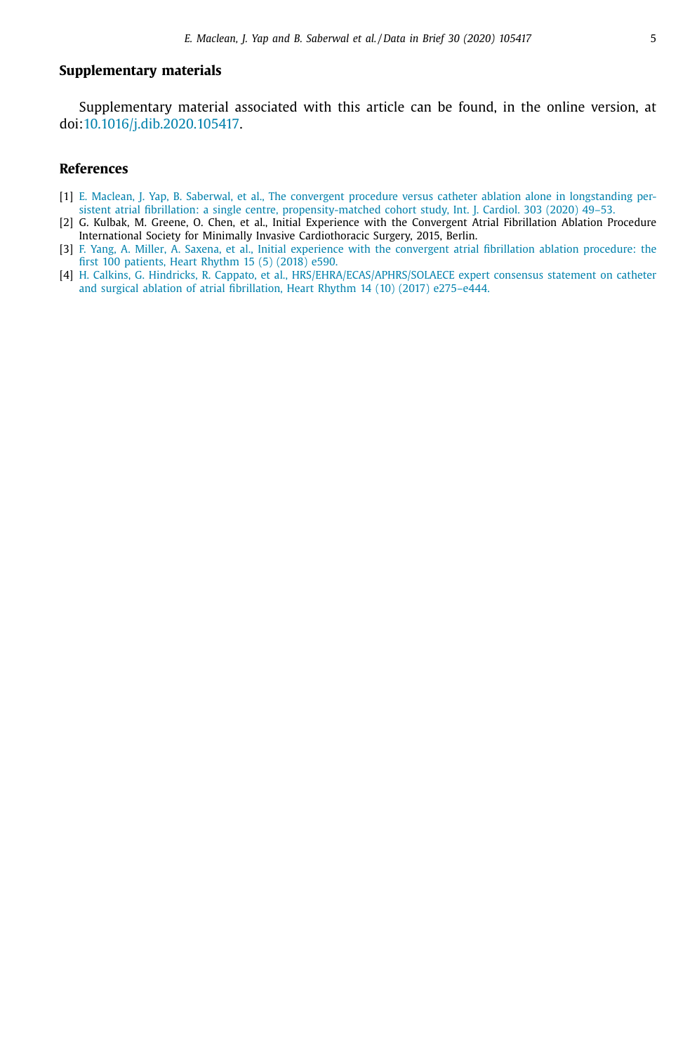## Supplementary materials

Supplementary material associated with this article can be found, in the online version, at doi:10.1016/j.dib.2020.105417.

## References

[1] E. Maclean, J. Yap, B. Saberwal, et al., The convergent procedure versus catheter ablation alone in longstanding persistent atrial fibrillation: a single centre, propensity-matched cohort study, Int. J. Cardiol. 303 (2020) 49–53.

[2] G. Kulbak, M. Greene, O. Chen, et al., Initial Experience with the Convergent Atrial Fibrillation Ablation Procedure International Society for Minimally Invasive Cardiothoracic Surgery, 2015, Berlin.

[3] F. Yang, A. Miller, A. Saxena, et al., Initial experience with the convergent atrial fibrillation ablation procedure: the first 100 patients, Heart Rhythm 15 (5) (2018) e590.

[4] H. Calkins, G. Hindricks, R. Cappato, et al., HRS/EHRA/ECAS/APHRS/SOLAECE expert consensus statement on catheter and surgical ablation of atrial fibrillation, Heart Rhythm 14 (10) (2017) e275–e444.